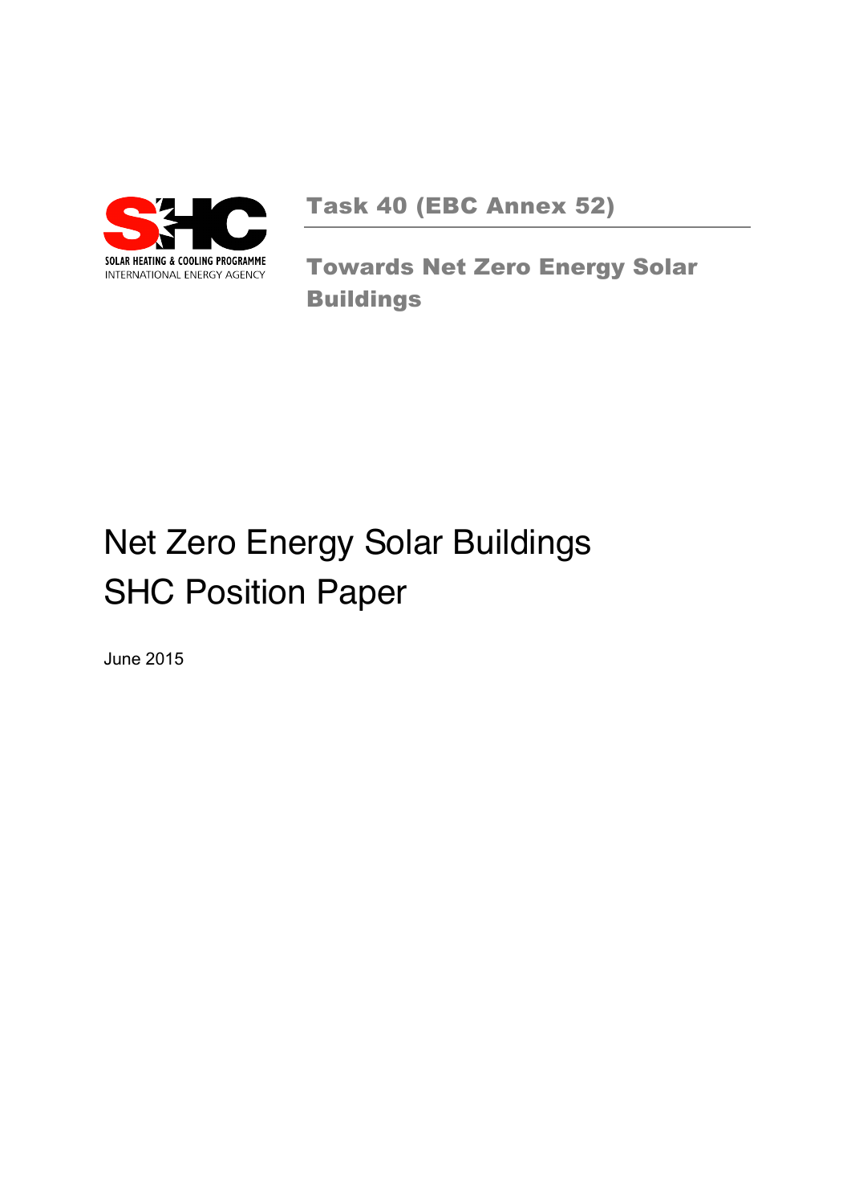SOLAR HEATING & COOLING PROGRAMME
INTERNATIONAL ENERGY AGENCY

**Task 40 (EBC Annex 52)**

**Towards Net Zero Energy Solar Buildings**

# Net Zero Energy Solar Buildings
# SHC Position Paper

June 2015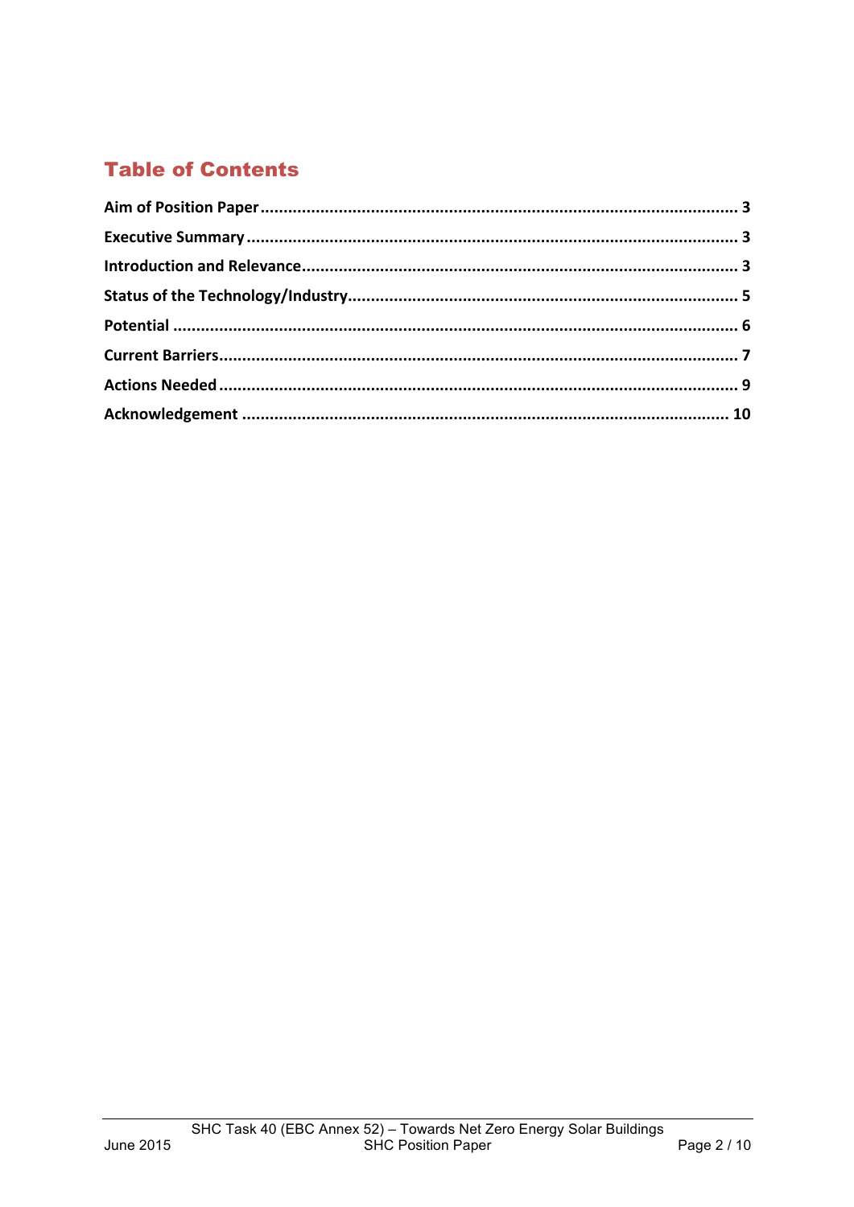# Table of Contents

**Aim of Position Paper** ........ **3**

**Executive Summary** ........ **3**

**Introduction and Relevance** ........ **3**

**Status of the Technology/Industry** ........ **5**

**Potential** ........ **6**

**Current Barriers** ........ **7**

**Actions Needed** ........ **9**

**Acknowledgement** ........ **10**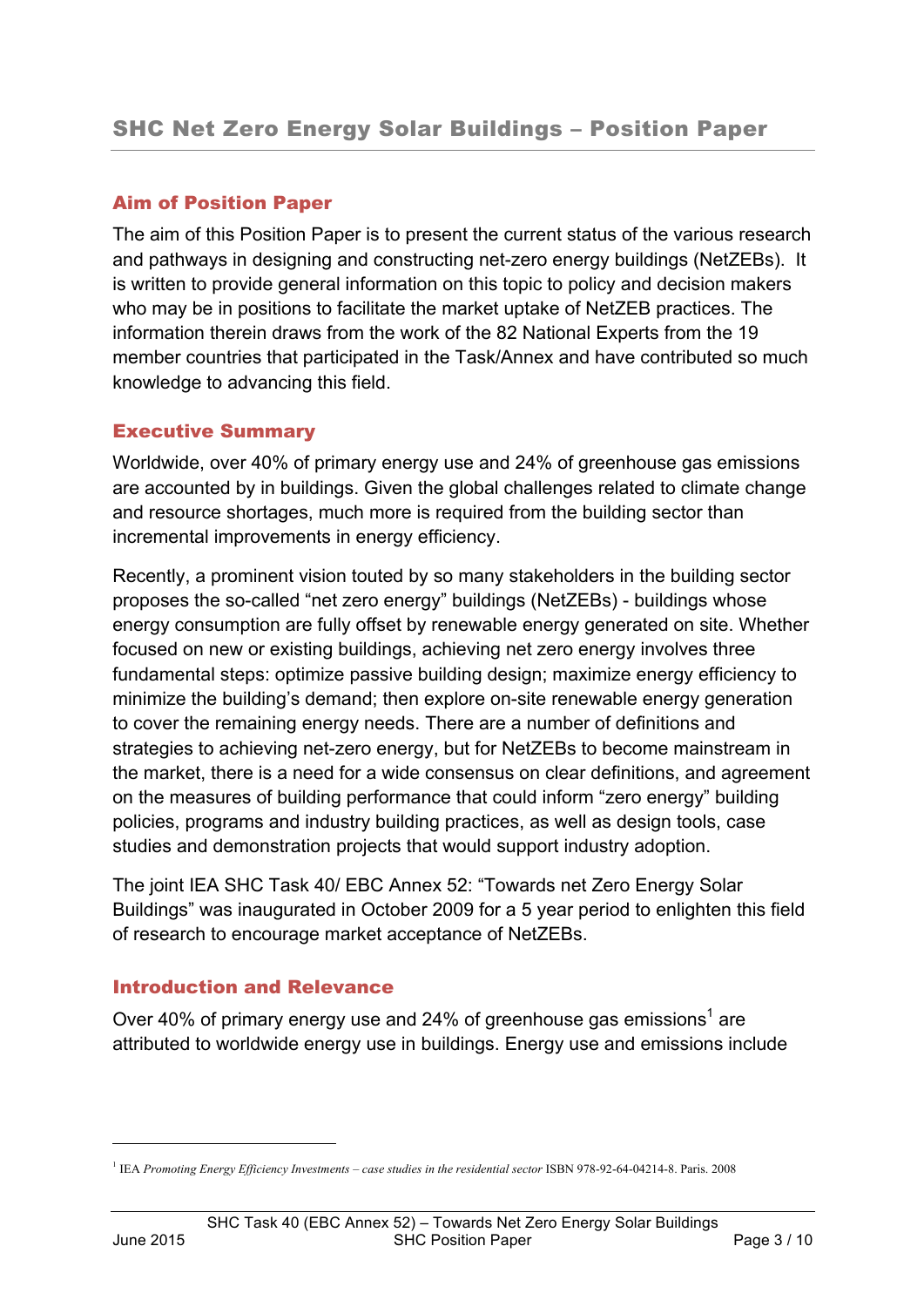# SHC Net Zero Energy Solar Buildings – Position Paper

## Aim of Position Paper

The aim of this Position Paper is to present the current status of the various research and pathways in designing and constructing net-zero energy buildings (NetZEBs). It is written to provide general information on this topic to policy and decision makers who may be in positions to facilitate the market uptake of NetZEB practices. The information therein draws from the work of the 82 National Experts from the 19 member countries that participated in the Task/Annex and have contributed so much knowledge to advancing this field.

## Executive Summary

Worldwide, over 40% of primary energy use and 24% of greenhouse gas emissions are accounted by in buildings. Given the global challenges related to climate change and resource shortages, much more is required from the building sector than incremental improvements in energy efficiency.

Recently, a prominent vision touted by so many stakeholders in the building sector proposes the so-called "net zero energy" buildings (NetZEBs) - buildings whose energy consumption are fully offset by renewable energy generated on site. Whether focused on new or existing buildings, achieving net zero energy involves three fundamental steps: optimize passive building design; maximize energy efficiency to minimize the building's demand; then explore on-site renewable energy generation to cover the remaining energy needs. There are a number of definitions and strategies to achieving net-zero energy, but for NetZEBs to become mainstream in the market, there is a need for a wide consensus on clear definitions, and agreement on the measures of building performance that could inform "zero energy" building policies, programs and industry building practices, as well as design tools, case studies and demonstration projects that would support industry adoption.

The joint IEA SHC Task 40/ EBC Annex 52: "Towards net Zero Energy Solar Buildings" was inaugurated in October 2009 for a 5 year period to enlighten this field of research to encourage market acceptance of NetZEBs.

## Introduction and Relevance

Over 40% of primary energy use and 24% of greenhouse gas emissions[1] are attributed to worldwide energy use in buildings. Energy use and emissions include

[1] IEA *Promoting Energy Efficiency Investments – case studies in the residential sector* ISBN 978-92-64-04214-8. Paris. 2008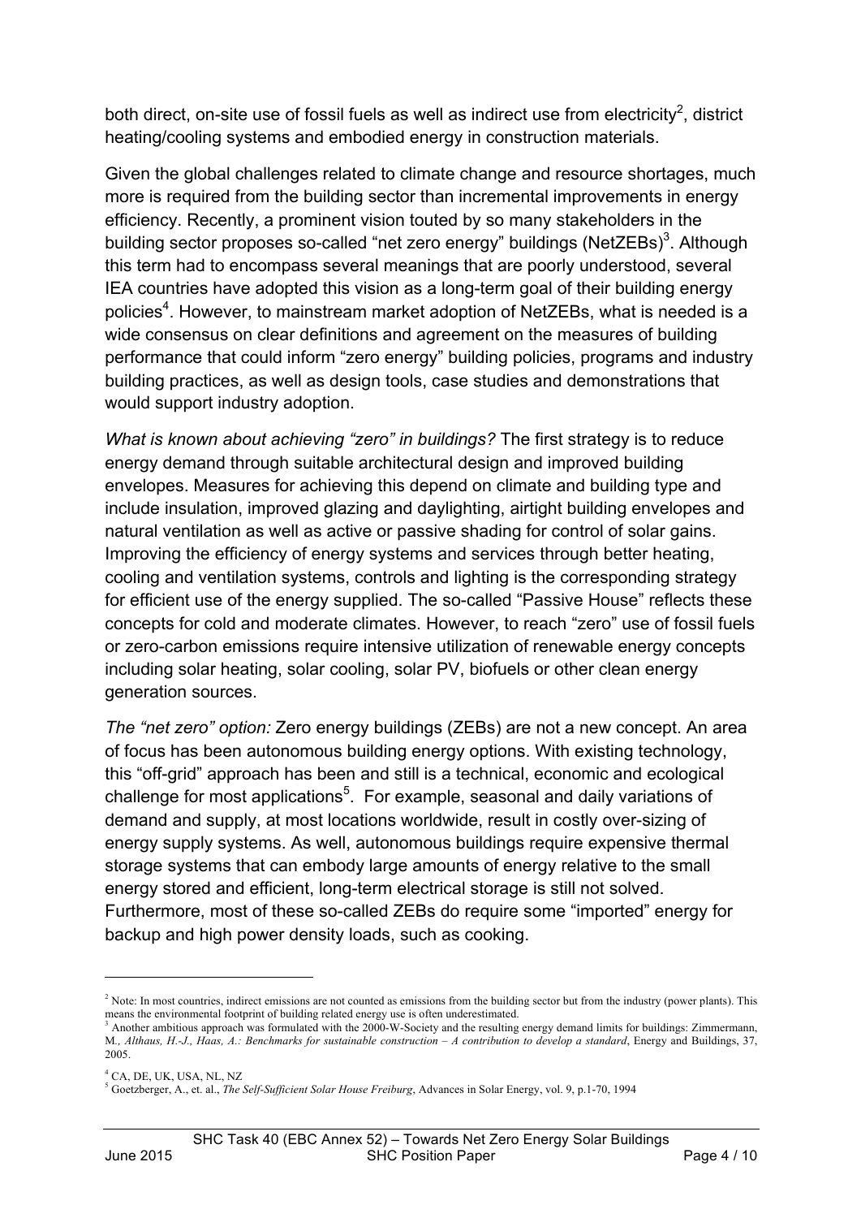both direct, on-site use of fossil fuels as well as indirect use from electricity[2], district heating/cooling systems and embodied energy in construction materials.

Given the global challenges related to climate change and resource shortages, much more is required from the building sector than incremental improvements in energy efficiency. Recently, a prominent vision touted by so many stakeholders in the building sector proposes so-called “net zero energy” buildings (NetZEBs)[3]. Although this term had to encompass several meanings that are poorly understood, several IEA countries have adopted this vision as a long-term goal of their building energy policies[4]. However, to mainstream market adoption of NetZEBs, what is needed is a wide consensus on clear definitions and agreement on the measures of building performance that could inform “zero energy” building policies, programs and industry building practices, as well as design tools, case studies and demonstrations that would support industry adoption.

*What is known about achieving “zero” in buildings?* The first strategy is to reduce energy demand through suitable architectural design and improved building envelopes. Measures for achieving this depend on climate and building type and include insulation, improved glazing and daylighting, airtight building envelopes and natural ventilation as well as active or passive shading for control of solar gains. Improving the efficiency of energy systems and services through better heating, cooling and ventilation systems, controls and lighting is the corresponding strategy for efficient use of the energy supplied. The so-called “Passive House” reflects these concepts for cold and moderate climates. However, to reach “zero” use of fossil fuels or zero-carbon emissions require intensive utilization of renewable energy concepts including solar heating, solar cooling, solar PV, biofuels or other clean energy generation sources.

*The “net zero” option:* Zero energy buildings (ZEBs) are not a new concept. An area of focus has been autonomous building energy options. With existing technology, this “off-grid” approach has been and still is a technical, economic and ecological challenge for most applications[5]. For example, seasonal and daily variations of demand and supply, at most locations worldwide, result in costly over-sizing of energy supply systems. As well, autonomous buildings require expensive thermal storage systems that can embody large amounts of energy relative to the small energy stored and efficient, long-term electrical storage is still not solved. Furthermore, most of these so-called ZEBs do require some “imported” energy for backup and high power density loads, such as cooking.

---

[2] Note: In most countries, indirect emissions are not counted as emissions from the building sector but from the industry (power plants). This means the environmental footprint of building related energy use is often underestimated.

[3] Another ambitious approach was formulated with the 2000-W-Society and the resulting energy demand limits for buildings: Zimmermann, M*., Althaus, H.-J., Haas, A.: Benchmarks for sustainable construction – A contribution to develop a standard*, Energy and Buildings, 37, 2005.

[4] CA, DE, UK, USA, NL, NZ

[5] Goetzberger, A., et. al., *The Self-Sufficient Solar House Freiburg*, Advances in Solar Energy, vol. 9, p.1-70, 1994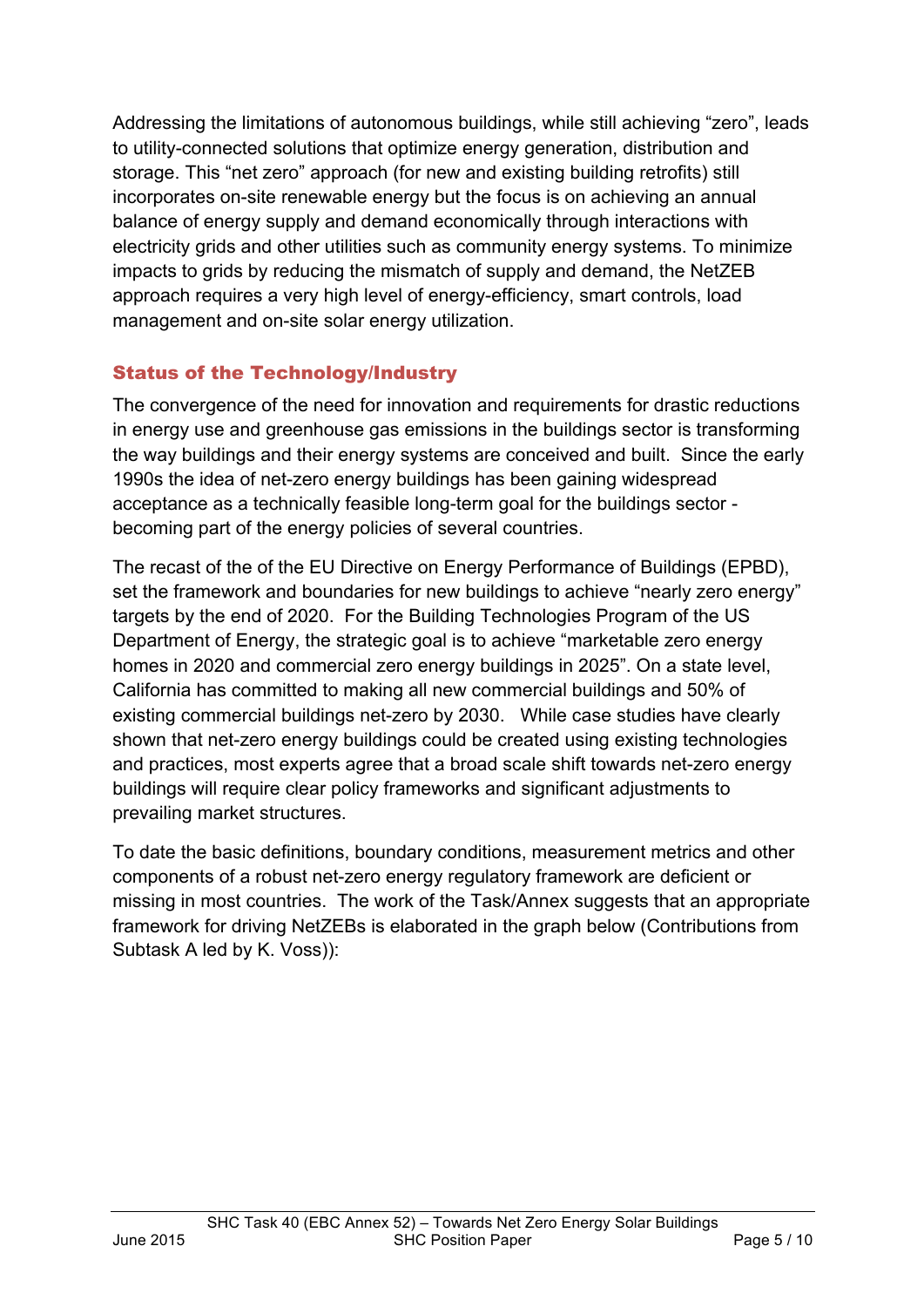Addressing the limitations of autonomous buildings, while still achieving "zero", leads to utility-connected solutions that optimize energy generation, distribution and storage. This "net zero" approach (for new and existing building retrofits) still incorporates on-site renewable energy but the focus is on achieving an annual balance of energy supply and demand economically through interactions with electricity grids and other utilities such as community energy systems. To minimize impacts to grids by reducing the mismatch of supply and demand, the NetZEB approach requires a very high level of energy-efficiency, smart controls, load management and on-site solar energy utilization.

## Status of the Technology/Industry

The convergence of the need for innovation and requirements for drastic reductions in energy use and greenhouse gas emissions in the buildings sector is transforming the way buildings and their energy systems are conceived and built. Since the early 1990s the idea of net-zero energy buildings has been gaining widespread acceptance as a technically feasible long-term goal for the buildings sector - becoming part of the energy policies of several countries.

The recast of the of the EU Directive on Energy Performance of Buildings (EPBD), set the framework and boundaries for new buildings to achieve "nearly zero energy" targets by the end of 2020. For the Building Technologies Program of the US Department of Energy, the strategic goal is to achieve "marketable zero energy homes in 2020 and commercial zero energy buildings in 2025". On a state level, California has committed to making all new commercial buildings and 50% of existing commercial buildings net-zero by 2030. While case studies have clearly shown that net-zero energy buildings could be created using existing technologies and practices, most experts agree that a broad scale shift towards net-zero energy buildings will require clear policy frameworks and significant adjustments to prevailing market structures.

To date the basic definitions, boundary conditions, measurement metrics and other components of a robust net-zero energy regulatory framework are deficient or missing in most countries. The work of the Task/Annex suggests that an appropriate framework for driving NetZEBs is elaborated in the graph below (Contributions from Subtask A led by K. Voss)):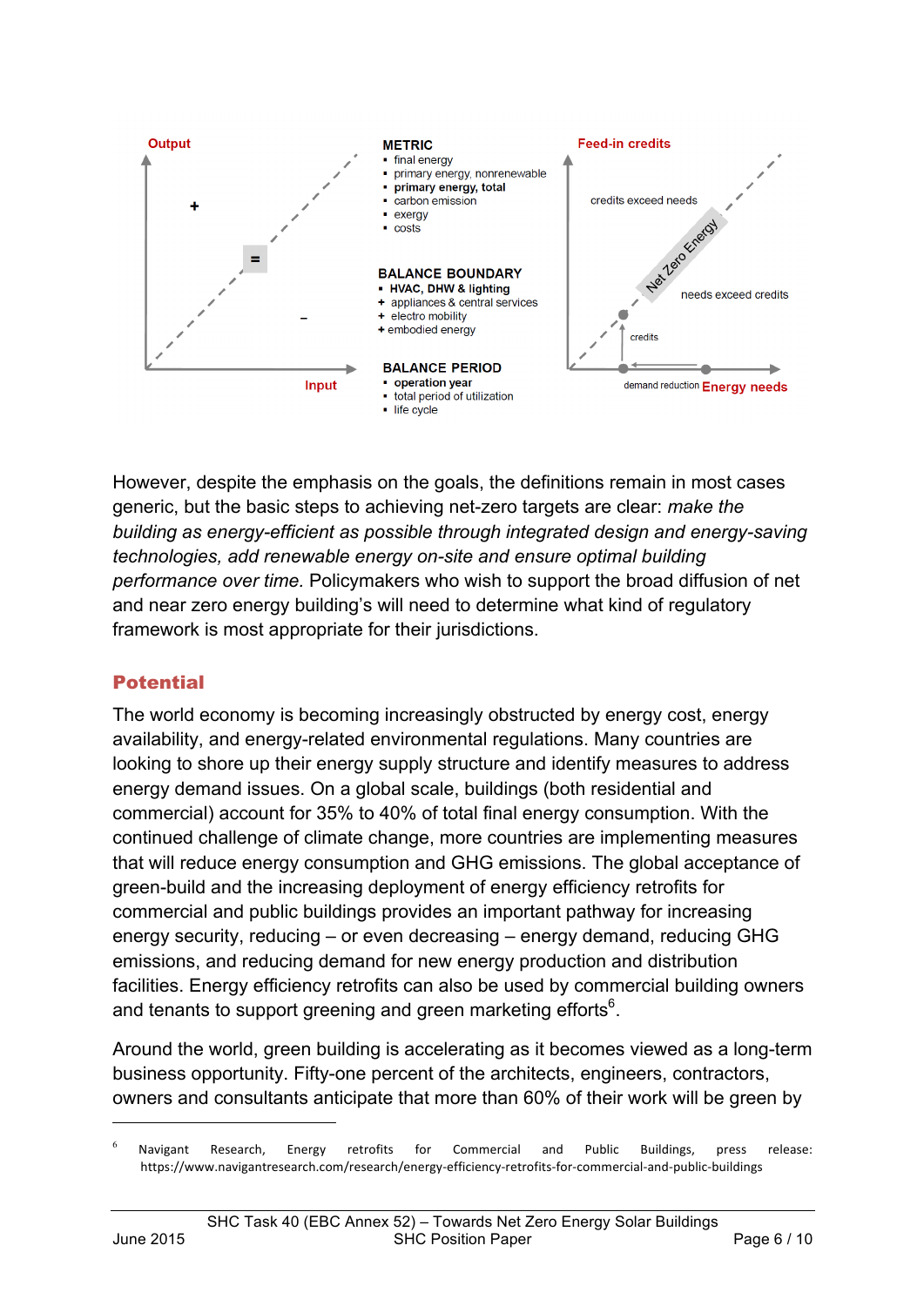Output

+

=

–

Input

METRIC
- final energy
- primary energy, nonrenewable
- **primary energy, total**
- carbon emission
- exergy
- costs

BALANCE BOUNDARY
- **HVAC, DHW & lighting**
+ appliances & central services
+ electro mobility
+ embodied energy

BALANCE PERIOD
- **operation year**
- total period of utilization
- life cycle

Feed-in credits

credits exceed needs

Net Zero Energy

needs exceed credits

credits

demand reduction Energy needs

However, despite the emphasis on the goals, the definitions remain in most cases generic, but the basic steps to achieving net-zero targets are clear: *make the building as energy-efficient as possible through integrated design and energy-saving technologies, add renewable energy on-site and ensure optimal building performance over time.* Policymakers who wish to support the broad diffusion of net and near zero energy building's will need to determine what kind of regulatory framework is most appropriate for their jurisdictions.

## Potential

The world economy is becoming increasingly obstructed by energy cost, energy availability, and energy-related environmental regulations. Many countries are looking to shore up their energy supply structure and identify measures to address energy demand issues. On a global scale, buildings (both residential and commercial) account for 35% to 40% of total final energy consumption. With the continued challenge of climate change, more countries are implementing measures that will reduce energy consumption and GHG emissions. The global acceptance of green-build and the increasing deployment of energy efficiency retrofits for commercial and public buildings provides an important pathway for increasing energy security, reducing – or even decreasing – energy demand, reducing GHG emissions, and reducing demand for new energy production and distribution facilities. Energy efficiency retrofits can also be used by commercial building owners and tenants to support greening and green marketing efforts[6].

Around the world, green building is accelerating as it becomes viewed as a long-term business opportunity. Fifty-one percent of the architects, engineers, contractors, owners and consultants anticipate that more than 60% of their work will be green by

---

[6] Navigant Research, Energy retrofits for Commercial and Public Buildings, press release: https://www.navigantresearch.com/research/energy-efficiency-retrofits-for-commercial-and-public-buildings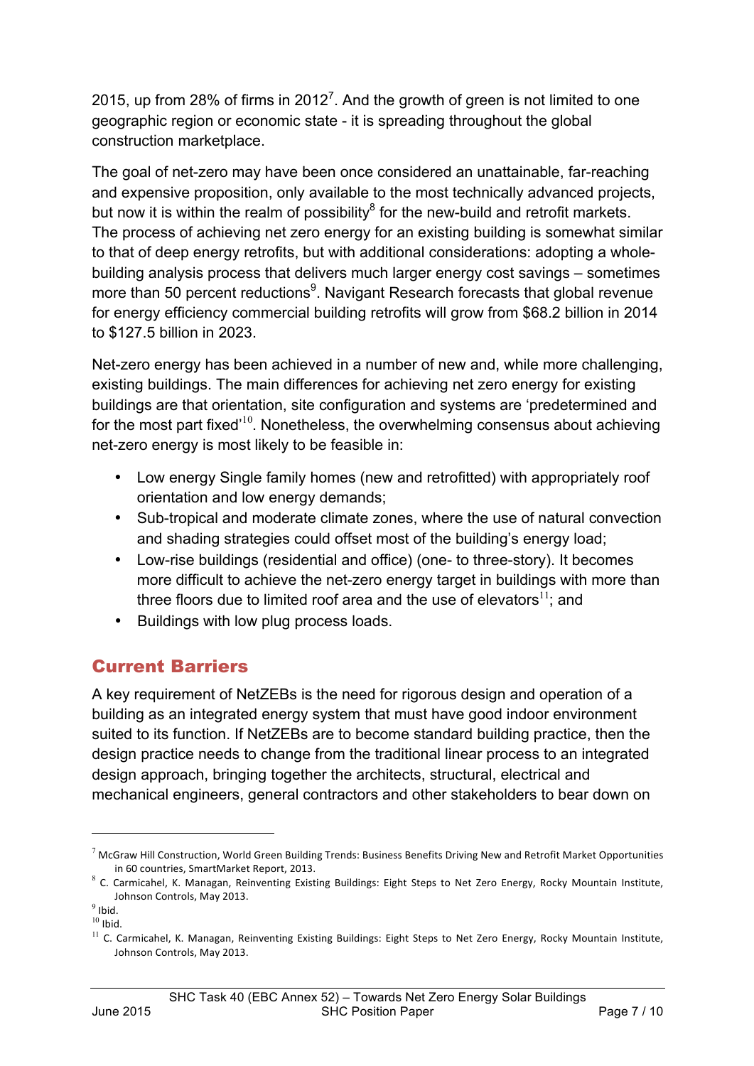2015, up from 28% of firms in 2012[7]. And the growth of green is not limited to one geographic region or economic state - it is spreading throughout the global construction marketplace.

The goal of net-zero may have been once considered an unattainable, far-reaching and expensive proposition, only available to the most technically advanced projects, but now it is within the realm of possibility[8] for the new-build and retrofit markets. The process of achieving net zero energy for an existing building is somewhat similar to that of deep energy retrofits, but with additional considerations: adopting a whole-building analysis process that delivers much larger energy cost savings – sometimes more than 50 percent reductions[9]. Navigant Research forecasts that global revenue for energy efficiency commercial building retrofits will grow from $68.2 billion in 2014 to $127.5 billion in 2023.

Net-zero energy has been achieved in a number of new and, while more challenging, existing buildings. The main differences for achieving net zero energy for existing buildings are that orientation, site configuration and systems are 'predetermined and for the most part fixed'[10]. Nonetheless, the overwhelming consensus about achieving net-zero energy is most likely to be feasible in:

- Low energy Single family homes (new and retrofitted) with appropriately roof orientation and low energy demands;
- Sub-tropical and moderate climate zones, where the use of natural convection and shading strategies could offset most of the building's energy load;
- Low-rise buildings (residential and office) (one- to three-story). It becomes more difficult to achieve the net-zero energy target in buildings with more than three floors due to limited roof area and the use of elevators[11]; and
- Buildings with low plug process loads.

## Current Barriers

A key requirement of NetZEBs is the need for rigorous design and operation of a building as an integrated energy system that must have good indoor environment suited to its function. If NetZEBs are to become standard building practice, then the design practice needs to change from the traditional linear process to an integrated design approach, bringing together the architects, structural, electrical and mechanical engineers, general contractors and other stakeholders to bear down on

---

[7] McGraw Hill Construction, World Green Building Trends: Business Benefits Driving New and Retrofit Market Opportunities in 60 countries, SmartMarket Report, 2013.

[8] C. Carmicahel, K. Managan, Reinventing Existing Buildings: Eight Steps to Net Zero Energy, Rocky Mountain Institute, Johnson Controls, May 2013.

[9] Ibid.

[10] Ibid.

[11] C. Carmicahel, K. Managan, Reinventing Existing Buildings: Eight Steps to Net Zero Energy, Rocky Mountain Institute, Johnson Controls, May 2013.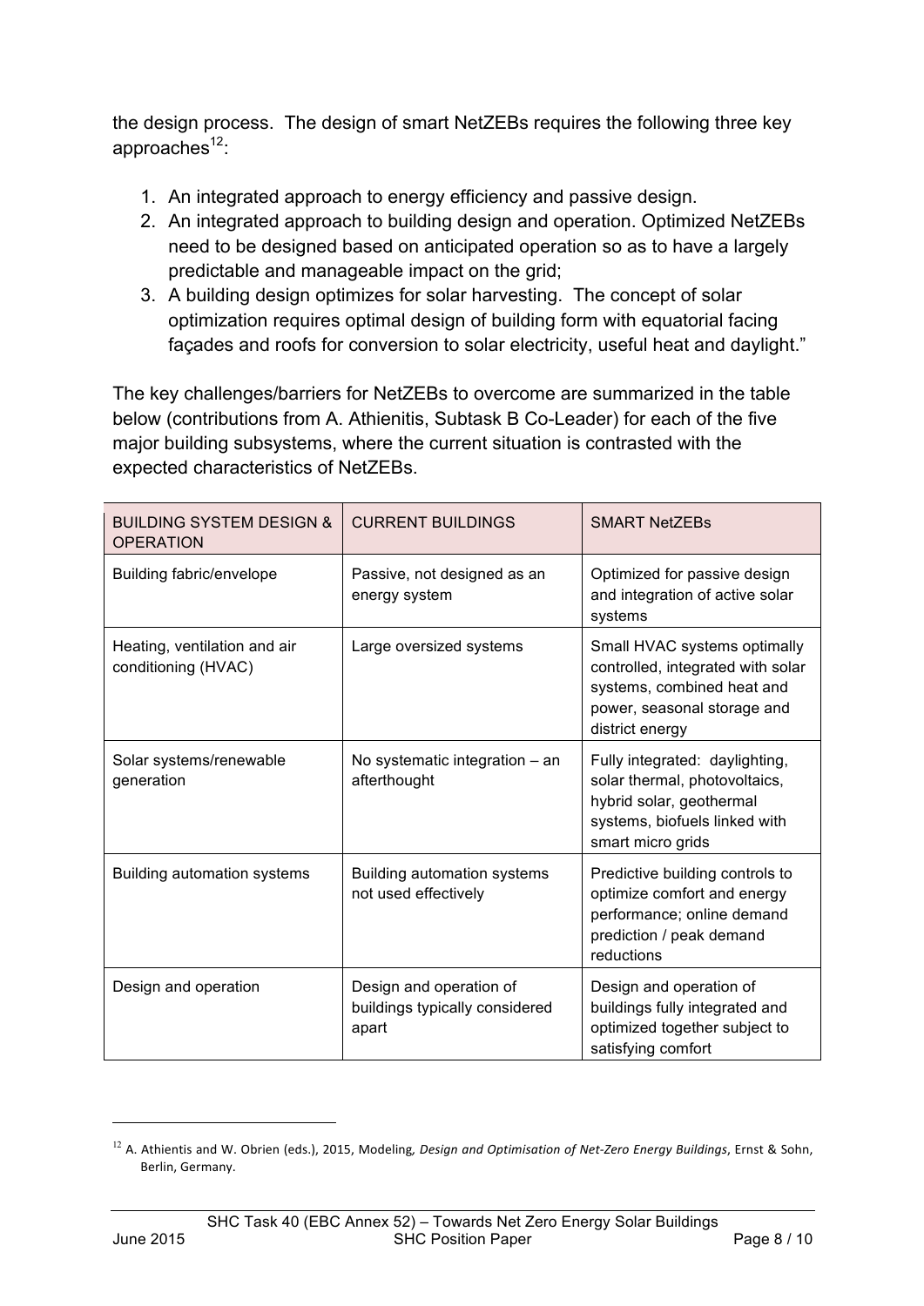the design process. The design of smart NetZEBs requires the following three key approaches[12]:

1. An integrated approach to energy efficiency and passive design.
2. An integrated approach to building design and operation. Optimized NetZEBs need to be designed based on anticipated operation so as to have a largely predictable and manageable impact on the grid;
3. A building design optimizes for solar harvesting. The concept of solar optimization requires optimal design of building form with equatorial facing façades and roofs for conversion to solar electricity, useful heat and daylight."

The key challenges/barriers for NetZEBs to overcome are summarized in the table below (contributions from A. Athienitis, Subtask B Co-Leader) for each of the five major building subsystems, where the current situation is contrasted with the expected characteristics of NetZEBs.

| BUILDING SYSTEM DESIGN & OPERATION | CURRENT BUILDINGS | SMART NetZEBs |
|---|---|---|
| Building fabric/envelope | Passive, not designed as an energy system | Optimized for passive design and integration of active solar systems |
| Heating, ventilation and air conditioning (HVAC) | Large oversized systems | Small HVAC systems optimally controlled, integrated with solar systems, combined heat and power, seasonal storage and district energy |
| Solar systems/renewable generation | No systematic integration – an afterthought | Fully integrated: daylighting, solar thermal, photovoltaics, hybrid solar, geothermal systems, biofuels linked with smart micro grids |
| Building automation systems | Building automation systems not used effectively | Predictive building controls to optimize comfort and energy performance; online demand prediction / peak demand reductions |
| Design and operation | Design and operation of buildings typically considered apart | Design and operation of buildings fully integrated and optimized together subject to satisfying comfort |

[12] A. Athientis and W. Obrien (eds.), 2015, Modeling, *Design and Optimisation of Net-Zero Energy Buildings*, Ernst & Sohn, Berlin, Germany.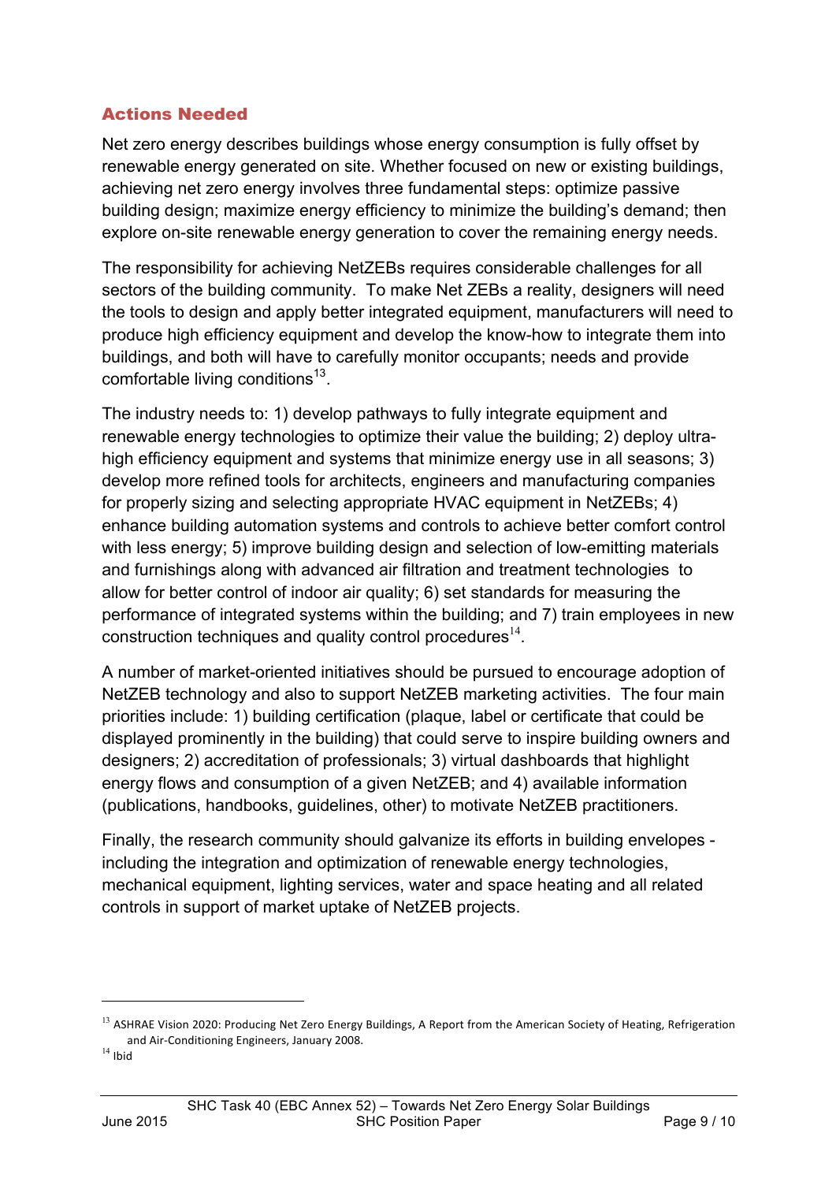## Actions Needed

Net zero energy describes buildings whose energy consumption is fully offset by renewable energy generated on site. Whether focused on new or existing buildings, achieving net zero energy involves three fundamental steps: optimize passive building design; maximize energy efficiency to minimize the building's demand; then explore on-site renewable energy generation to cover the remaining energy needs.

The responsibility for achieving NetZEBs requires considerable challenges for all sectors of the building community. To make Net ZEBs a reality, designers will need the tools to design and apply better integrated equipment, manufacturers will need to produce high efficiency equipment and develop the know-how to integrate them into buildings, and both will have to carefully monitor occupants; needs and provide comfortable living conditions[13].

The industry needs to: 1) develop pathways to fully integrate equipment and renewable energy technologies to optimize their value the building; 2) deploy ultra-high efficiency equipment and systems that minimize energy use in all seasons; 3) develop more refined tools for architects, engineers and manufacturing companies for properly sizing and selecting appropriate HVAC equipment in NetZEBs; 4) enhance building automation systems and controls to achieve better comfort control with less energy; 5) improve building design and selection of low-emitting materials and furnishings along with advanced air filtration and treatment technologies to allow for better control of indoor air quality; 6) set standards for measuring the performance of integrated systems within the building; and 7) train employees in new construction techniques and quality control procedures[14].

A number of market-oriented initiatives should be pursued to encourage adoption of NetZEB technology and also to support NetZEB marketing activities. The four main priorities include: 1) building certification (plaque, label or certificate that could be displayed prominently in the building) that could serve to inspire building owners and designers; 2) accreditation of professionals; 3) virtual dashboards that highlight energy flows and consumption of a given NetZEB; and 4) available information (publications, handbooks, guidelines, other) to motivate NetZEB practitioners.

Finally, the research community should galvanize its efforts in building envelopes - including the integration and optimization of renewable energy technologies, mechanical equipment, lighting services, water and space heating and all related controls in support of market uptake of NetZEB projects.

---

[13] ASHRAE Vision 2020: Producing Net Zero Energy Buildings, A Report from the American Society of Heating, Refrigeration and Air-Conditioning Engineers, January 2008.

[14] Ibid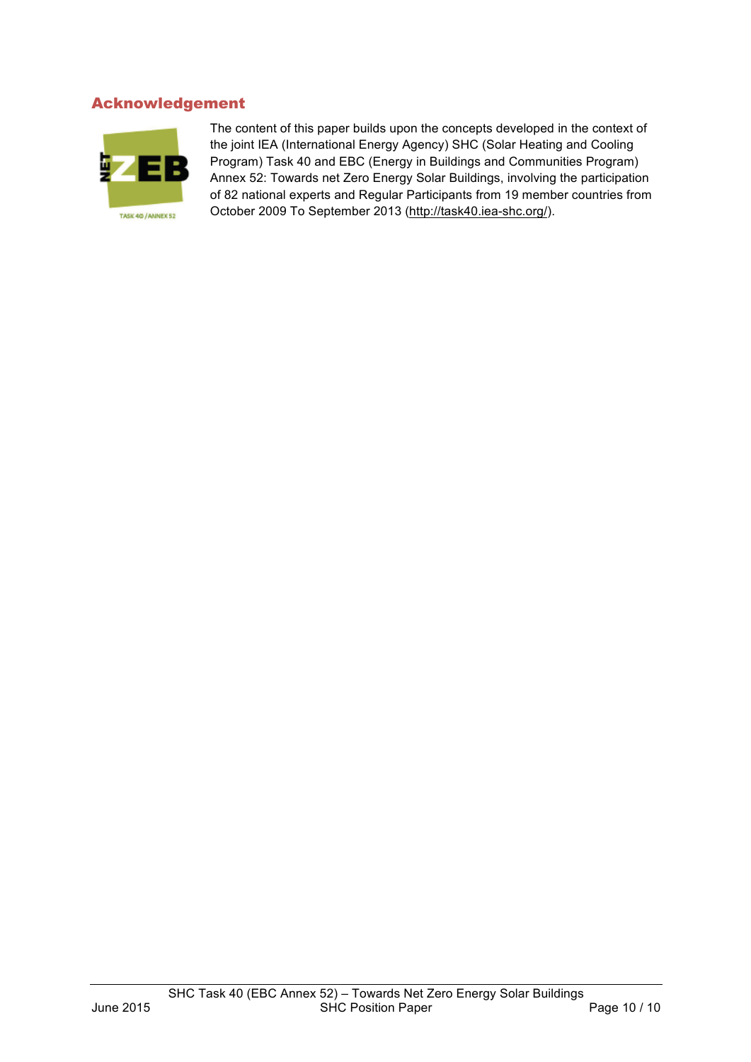## Acknowledgement

The content of this paper builds upon the concepts developed in the context of the joint IEA (International Energy Agency) SHC (Solar Heating and Cooling Program) Task 40 and EBC (Energy in Buildings and Communities Program) Annex 52: Towards net Zero Energy Solar Buildings, involving the participation of 82 national experts and Regular Participants from 19 member countries from October 2009 To September 2013 (http://task40.iea-shc.org/).